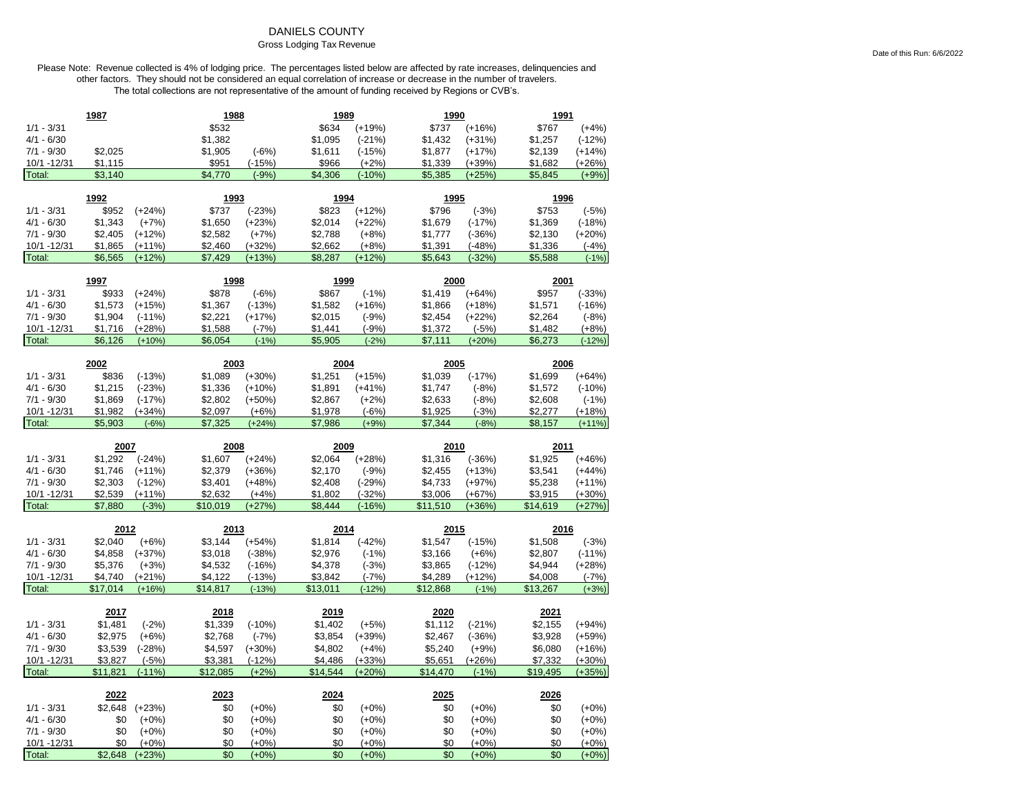# DANIELS COUNTY

## Gross Lodging Tax Revenue

Date of this Run: 6/6/2022

Please Note: Revenue collected is 4% of lodging price. The percentages listed below are affected by rate increases, delinquencies and other factors. They should not be considered an equal correlation of increase or decrease in the number of travelers. The total collections are not representative of the amount of funding received by Regions or CVB's.

| | 1987 | | 1988 | | 1989 | | 1990 | | 1991 | |
|---|---|---|---|---|---|---|---|---|---|---|
| 1/1 - 3/31 | | | $532 | | $634 | (+19%) | $737 | (+16%) | $767 | (+4%) |
| 4/1 - 6/30 | | | $1,382 | | $1,095 | (-21%) | $1,432 | (+31%) | $1,257 | (-12%) |
| 7/1 - 9/30 | $2,025 | | $1,905 | (-6%) | $1,611 | (-15%) | $1,877 | (+17%) | $2,139 | (+14%) |
| 10/1 -12/31 | $1,115 | | $951 | (-15%) | $966 | (+2%) | $1,339 | (+39%) | $1,682 | (+26%) |
| Total: | $3,140 | | $4,770 | (-9%) | $4,306 | (-10%) | $5,385 | (+25%) | $5,845 | (+9%) |

| | 1992 | | 1993 | | 1994 | | 1995 | | 1996 | |
|---|---|---|---|---|---|---|---|---|---|---|
| 1/1 - 3/31 | $952 | (+24%) | $737 | (-23%) | $823 | (+12%) | $796 | (-3%) | $753 | (-5%) |
| 4/1 - 6/30 | $1,343 | (+7%) | $1,650 | (+23%) | $2,014 | (+22%) | $1,679 | (-17%) | $1,369 | (-18%) |
| 7/1 - 9/30 | $2,405 | (+12%) | $2,582 | (+7%) | $2,788 | (+8%) | $1,777 | (-36%) | $2,130 | (+20%) |
| 10/1 -12/31 | $1,865 | (+11%) | $2,460 | (+32%) | $2,662 | (+8%) | $1,391 | (-48%) | $1,336 | (-4%) |
| Total: | $6,565 | (+12%) | $7,429 | (+13%) | $8,287 | (+12%) | $5,643 | (-32%) | $5,588 | (-1%) |

| | 1997 | | 1998 | | 1999 | | 2000 | | 2001 | |
|---|---|---|---|---|---|---|---|---|---|---|
| 1/1 - 3/31 | $933 | (+24%) | $878 | (-6%) | $867 | (-1%) | $1,419 | (+64%) | $957 | (-33%) |
| 4/1 - 6/30 | $1,573 | (+15%) | $1,367 | (-13%) | $1,582 | (+16%) | $1,866 | (+18%) | $1,571 | (-16%) |
| 7/1 - 9/30 | $1,904 | (-11%) | $2,221 | (+17%) | $2,015 | (-9%) | $2,454 | (+22%) | $2,264 | (-8%) |
| 10/1 -12/31 | $1,716 | (+28%) | $1,588 | (-7%) | $1,441 | (-9%) | $1,372 | (-5%) | $1,482 | (+8%) |
| Total: | $6,126 | (+10%) | $6,054 | (-1%) | $5,905 | (-2%) | $7,111 | (+20%) | $6,273 | (-12%) |

| | 2002 | | 2003 | | 2004 | | 2005 | | 2006 | |
|---|---|---|---|---|---|---|---|---|---|---|
| 1/1 - 3/31 | $836 | (-13%) | $1,089 | (+30%) | $1,251 | (+15%) | $1,039 | (-17%) | $1,699 | (+64%) |
| 4/1 - 6/30 | $1,215 | (-23%) | $1,336 | (+10%) | $1,891 | (+41%) | $1,747 | (-8%) | $1,572 | (-10%) |
| 7/1 - 9/30 | $1,869 | (-17%) | $2,802 | (+50%) | $2,867 | (+2%) | $2,633 | (-8%) | $2,608 | (-1%) |
| 10/1 -12/31 | $1,982 | (+34%) | $2,097 | (+6%) | $1,978 | (-6%) | $1,925 | (-3%) | $2,277 | (+18%) |
| Total: | $5,903 | (-6%) | $7,325 | (+24%) | $7,986 | (+9%) | $7,344 | (-8%) | $8,157 | (+11%) |

| | 2007 | | 2008 | | 2009 | | 2010 | | 2011 | |
|---|---|---|---|---|---|---|---|---|---|---|
| 1/1 - 3/31 | $1,292 | (-24%) | $1,607 | (+24%) | $2,064 | (+28%) | $1,316 | (-36%) | $1,925 | (+46%) |
| 4/1 - 6/30 | $1,746 | (+11%) | $2,379 | (+36%) | $2,170 | (-9%) | $2,455 | (+13%) | $3,541 | (+44%) |
| 7/1 - 9/30 | $2,303 | (-12%) | $3,401 | (+48%) | $2,408 | (-29%) | $4,733 | (+97%) | $5,238 | (+11%) |
| 10/1 -12/31 | $2,539 | (+11%) | $2,632 | (+4%) | $1,802 | (-32%) | $3,006 | (+67%) | $3,915 | (+30%) |
| Total: | $7,880 | (-3%) | $10,019 | (+27%) | $8,444 | (-16%) | $11,510 | (+36%) | $14,619 | (+27%) |

| | 2012 | | 2013 | | 2014 | | 2015 | | 2016 | |
|---|---|---|---|---|---|---|---|---|---|---|
| 1/1 - 3/31 | $2,040 | (+6%) | $3,144 | (+54%) | $1,814 | (-42%) | $1,547 | (-15%) | $1,508 | (-3%) |
| 4/1 - 6/30 | $4,858 | (+37%) | $3,018 | (-38%) | $2,976 | (-1%) | $3,166 | (+6%) | $2,807 | (-11%) |
| 7/1 - 9/30 | $5,376 | (+3%) | $4,532 | (-16%) | $4,378 | (-3%) | $3,865 | (-12%) | $4,944 | (+28%) |
| 10/1 -12/31 | $4,740 | (+21%) | $4,122 | (-13%) | $3,842 | (-7%) | $4,289 | (+12%) | $4,008 | (-7%) |
| Total: | $17,014 | (+16%) | $14,817 | (-13%) | $13,011 | (-12%) | $12,868 | (-1%) | $13,267 | (+3%) |

| | 2017 | | 2018 | | 2019 | | 2020 | | 2021 | |
|---|---|---|---|---|---|---|---|---|---|---|
| 1/1 - 3/31 | $1,481 | (-2%) | $1,339 | (-10%) | $1,402 | (+5%) | $1,112 | (-21%) | $2,155 | (+94%) |
| 4/1 - 6/30 | $2,975 | (+6%) | $2,768 | (-7%) | $3,854 | (+39%) | $2,467 | (-36%) | $3,928 | (+59%) |
| 7/1 - 9/30 | $3,539 | (-28%) | $4,597 | (+30%) | $4,802 | (+4%) | $5,240 | (+9%) | $6,080 | (+16%) |
| 10/1 -12/31 | $3,827 | (-5%) | $3,381 | (-12%) | $4,486 | (+33%) | $5,651 | (+26%) | $7,332 | (+30%) |
| Total: | $11,821 | (-11%) | $12,085 | (+2%) | $14,544 | (+20%) | $14,470 | (-1%) | $19,495 | (+35%) |

| | 2022 | | 2023 | | 2024 | | 2025 | | 2026 | |
|---|---|---|---|---|---|---|---|---|---|---|
| 1/1 - 3/31 | $2,648 | (+23%) | $0 | (+0%) | $0 | (+0%) | $0 | (+0%) | $0 | (+0%) |
| 4/1 - 6/30 | $0 | (+0%) | $0 | (+0%) | $0 | (+0%) | $0 | (+0%) | $0 | (+0%) |
| 7/1 - 9/30 | $0 | (+0%) | $0 | (+0%) | $0 | (+0%) | $0 | (+0%) | $0 | (+0%) |
| 10/1 -12/31 | $0 | (+0%) | $0 | (+0%) | $0 | (+0%) | $0 | (+0%) | $0 | (+0%) |
| Total: | $2,648 | (+23%) | $0 | (+0%) | $0 | (+0%) | $0 | (+0%) | $0 | (+0%) |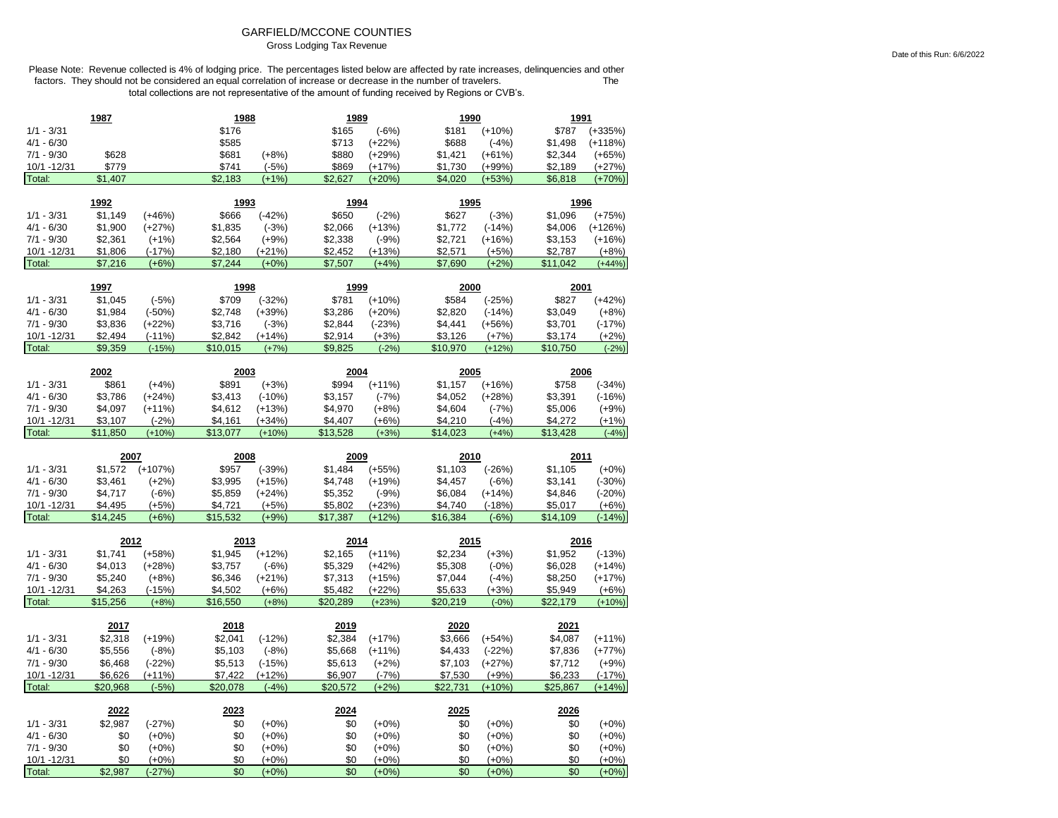# GARFIELD/MCCONE COUNTIES

Gross Lodging Tax Revenue

Date of this Run: 6/6/2022

Please Note: Revenue collected is 4% of lodging price. The percentages listed below are affected by rate increases, delinquencies and other factors. They should not be considered an equal correlation of increase or decrease in the number of travelers. The total collections are not representative of the amount of funding received by Regions or CVB's.

| | 1987 | | 1988 | | 1989 | | 1990 | | 1991 | |
|---|---|---|---|---|---|---|---|---|---|---|
| 1/1 - 3/31 | | | $176 | | $165 | (-6%) | $181 | (+10%) | $787 | (+335%) |
| 4/1 - 6/30 | | | $585 | | $713 | (+22%) | $688 | (-4%) | $1,498 | (+118%) |
| 7/1 - 9/30 | $628 | | $681 | (+8%) | $880 | (+29%) | $1,421 | (+61%) | $2,344 | (+65%) |
| 10/1 -12/31 | $779 | | $741 | (-5%) | $869 | (+17%) | $1,730 | (+99%) | $2,189 | (+27%) |
| Total: | $1,407 | | $2,183 | (+1%) | $2,627 | (+20%) | $4,020 | (+53%) | $6,818 | (+70%) |

| | 1992 | | 1993 | | 1994 | | 1995 | | 1996 | |
|---|---|---|---|---|---|---|---|---|---|---|
| 1/1 - 3/31 | $1,149 | (+46%) | $666 | (-42%) | $650 | (-2%) | $627 | (-3%) | $1,096 | (+75%) |
| 4/1 - 6/30 | $1,900 | (+27%) | $1,835 | (-3%) | $2,066 | (+13%) | $1,772 | (-14%) | $4,006 | (+126%) |
| 7/1 - 9/30 | $2,361 | (+1%) | $2,564 | (+9%) | $2,338 | (-9%) | $2,721 | (+16%) | $3,153 | (+16%) |
| 10/1 -12/31 | $1,806 | (-17%) | $2,180 | (+21%) | $2,452 | (+13%) | $2,571 | (+5%) | $2,787 | (+8%) |
| Total: | $7,216 | (+6%) | $7,244 | (+0%) | $7,507 | (+4%) | $7,690 | (+2%) | $11,042 | (+44%) |

| | 1997 | | 1998 | | 1999 | | 2000 | | 2001 | |
|---|---|---|---|---|---|---|---|---|---|---|
| 1/1 - 3/31 | $1,045 | (-5%) | $709 | (-32%) | $781 | (+10%) | $584 | (-25%) | $827 | (+42%) |
| 4/1 - 6/30 | $1,984 | (-50%) | $2,748 | (+39%) | $3,286 | (+20%) | $2,820 | (-14%) | $3,049 | (+8%) |
| 7/1 - 9/30 | $3,836 | (+22%) | $3,716 | (-3%) | $2,844 | (-23%) | $4,441 | (+56%) | $3,701 | (-17%) |
| 10/1 -12/31 | $2,494 | (-11%) | $2,842 | (+14%) | $2,914 | (+3%) | $3,126 | (+7%) | $3,174 | (+2%) |
| Total: | $9,359 | (-15%) | $10,015 | (+7%) | $9,825 | (-2%) | $10,970 | (+12%) | $10,750 | (-2%) |

| | 2002 | | 2003 | | 2004 | | 2005 | | 2006 | |
|---|---|---|---|---|---|---|---|---|---|---|
| 1/1 - 3/31 | $861 | (+4%) | $891 | (+3%) | $994 | (+11%) | $1,157 | (+16%) | $758 | (-34%) |
| 4/1 - 6/30 | $3,786 | (+24%) | $3,413 | (-10%) | $3,157 | (-7%) | $4,052 | (+28%) | $3,391 | (-16%) |
| 7/1 - 9/30 | $4,097 | (+11%) | $4,612 | (+13%) | $4,970 | (+8%) | $4,604 | (-7%) | $5,006 | (+9%) |
| 10/1 -12/31 | $3,107 | (-2%) | $4,161 | (+34%) | $4,407 | (+6%) | $4,210 | (-4%) | $4,272 | (+1%) |
| Total: | $11,850 | (+10%) | $13,077 | (+10%) | $13,528 | (+3%) | $14,023 | (+4%) | $13,428 | (-4%) |

| | 2007 | | 2008 | | 2009 | | 2010 | | 2011 | |
|---|---|---|---|---|---|---|---|---|---|---|
| 1/1 - 3/31 | $1,572 | (+107%) | $957 | (-39%) | $1,484 | (+55%) | $1,103 | (-26%) | $1,105 | (+0%) |
| 4/1 - 6/30 | $3,461 | (+2%) | $3,995 | (+15%) | $4,748 | (+19%) | $4,457 | (-6%) | $3,141 | (-30%) |
| 7/1 - 9/30 | $4,717 | (-6%) | $5,859 | (+24%) | $5,352 | (-9%) | $6,084 | (+14%) | $4,846 | (-20%) |
| 10/1 -12/31 | $4,495 | (+5%) | $4,721 | (+5%) | $5,802 | (+23%) | $4,740 | (-18%) | $5,017 | (+6%) |
| Total: | $14,245 | (+6%) | $15,532 | (+9%) | $17,387 | (+12%) | $16,384 | (-6%) | $14,109 | (-14%) |

| | 2012 | | 2013 | | 2014 | | 2015 | | 2016 | |
|---|---|---|---|---|---|---|---|---|---|---|
| 1/1 - 3/31 | $1,741 | (+58%) | $1,945 | (+12%) | $2,165 | (+11%) | $2,234 | (+3%) | $1,952 | (-13%) |
| 4/1 - 6/30 | $4,013 | (+28%) | $3,757 | (-6%) | $5,329 | (+42%) | $5,308 | (-0%) | $6,028 | (+14%) |
| 7/1 - 9/30 | $5,240 | (+8%) | $6,346 | (+21%) | $7,313 | (+15%) | $7,044 | (-4%) | $8,250 | (+17%) |
| 10/1 -12/31 | $4,263 | (-15%) | $4,502 | (+6%) | $5,482 | (+22%) | $5,633 | (+3%) | $5,949 | (+6%) |
| Total: | $15,256 | (+8%) | $16,550 | (+8%) | $20,289 | (+23%) | $20,219 | (-0%) | $22,179 | (+10%) |

| | 2017 | | 2018 | | 2019 | | 2020 | | 2021 | |
|---|---|---|---|---|---|---|---|---|---|---|
| 1/1 - 3/31 | $2,318 | (+19%) | $2,041 | (-12%) | $2,384 | (+17%) | $3,666 | (+54%) | $4,087 | (+11%) |
| 4/1 - 6/30 | $5,556 | (-8%) | $5,103 | (-8%) | $5,668 | (+11%) | $4,433 | (-22%) | $7,836 | (+77%) |
| 7/1 - 9/30 | $6,468 | (-22%) | $5,513 | (-15%) | $5,613 | (+2%) | $7,103 | (+27%) | $7,712 | (+9%) |
| 10/1 -12/31 | $6,626 | (+11%) | $7,422 | (+12%) | $6,907 | (-7%) | $7,530 | (+9%) | $6,233 | (-17%) |
| Total: | $20,968 | (-5%) | $20,078 | (-4%) | $20,572 | (+2%) | $22,731 | (+10%) | $25,867 | (+14%) |

| | 2022 | | 2023 | | 2024 | | 2025 | | 2026 | |
|---|---|---|---|---|---|---|---|---|---|---|
| 1/1 - 3/31 | $2,987 | (-27%) | $0 | (+0%) | $0 | (+0%) | $0 | (+0%) | $0 | (+0%) |
| 4/1 - 6/30 | $0 | (+0%) | $0 | (+0%) | $0 | (+0%) | $0 | (+0%) | $0 | (+0%) |
| 7/1 - 9/30 | $0 | (+0%) | $0 | (+0%) | $0 | (+0%) | $0 | (+0%) | $0 | (+0%) |
| 10/1 -12/31 | $0 | (+0%) | $0 | (+0%) | $0 | (+0%) | $0 | (+0%) | $0 | (+0%) |
| Total: | $2,987 | (-27%) | $0 | (+0%) | $0 | (+0%) | $0 | (+0%) | $0 | (+0%) |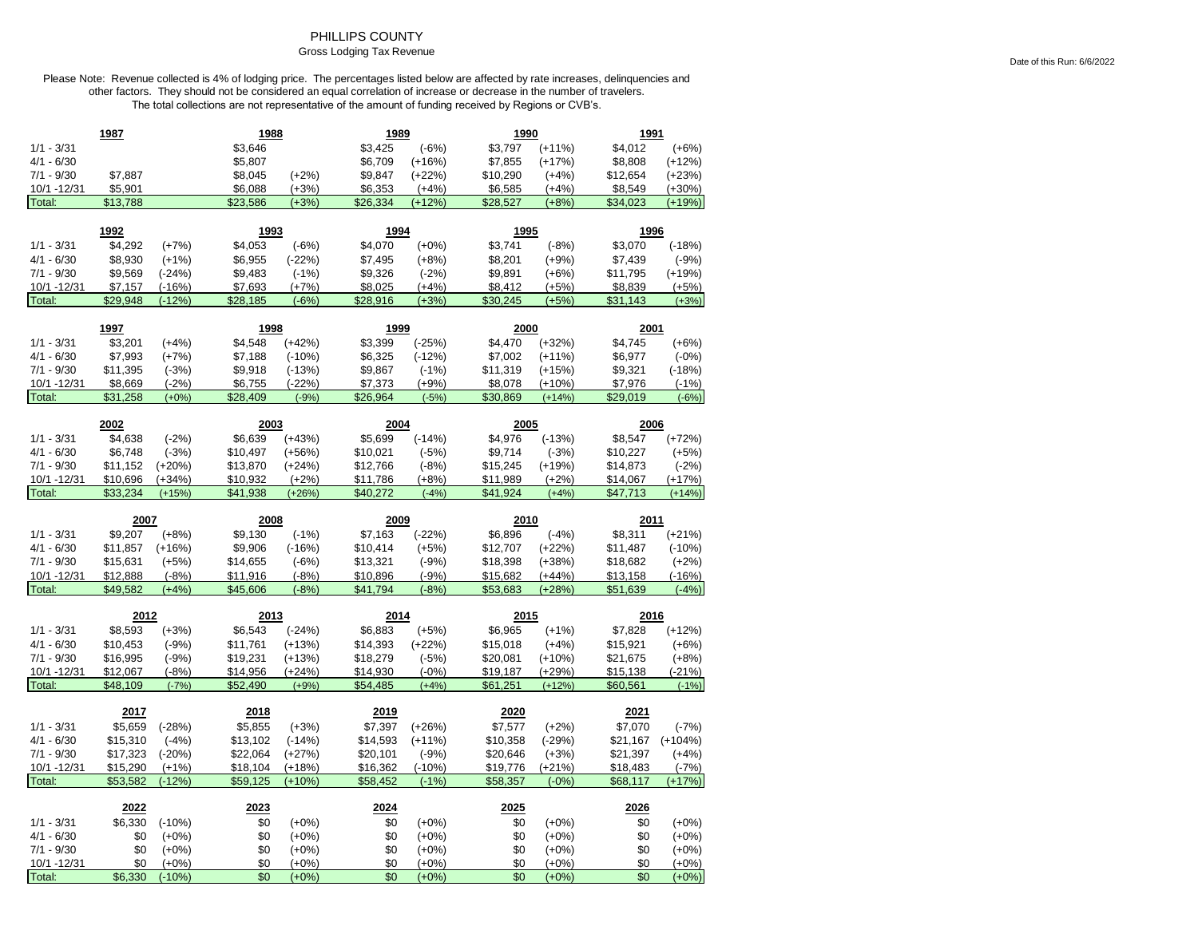# PHILLIPS COUNTY

## Gross Lodging Tax Revenue

Date of this Run: 6/6/2022

Please Note: Revenue collected is 4% of lodging price. The percentages listed below are affected by rate increases, delinquencies and other factors. They should not be considered an equal correlation of increase or decrease in the number of travelers. The total collections are not representative of the amount of funding received by Regions or CVB's.

| | 1987 | | 1988 | | 1989 | | 1990 | | 1991 | |
|---|---|---|---|---|---|---|---|---|---|---|
| 1/1 - 3/31 | | | $3,646 | | $3,425 | (-6%) | $3,797 | (+11%) | $4,012 | (+6%) |
| 4/1 - 6/30 | | | $5,807 | | $6,709 | (+16%) | $7,855 | (+17%) | $8,808 | (+12%) |
| 7/1 - 9/30 | $7,887 | | $8,045 | (+2%) | $9,847 | (+22%) | $10,290 | (+4%) | $12,654 | (+23%) |
| 10/1 -12/31 | $5,901 | | $6,088 | (+3%) | $6,353 | (+4%) | $6,585 | (+4%) | $8,549 | (+30%) |
| Total: | $13,788 | | $23,586 | (+3%) | $26,334 | (+12%) | $28,527 | (+8%) | $34,023 | (+19%) |

| | 1992 | | 1993 | | 1994 | | 1995 | | 1996 | |
|---|---|---|---|---|---|---|---|---|---|---|
| 1/1 - 3/31 | $4,292 | (+7%) | $4,053 | (-6%) | $4,070 | (+0%) | $3,741 | (-8%) | $3,070 | (-18%) |
| 4/1 - 6/30 | $8,930 | (+1%) | $6,955 | (-22%) | $7,495 | (+8%) | $8,201 | (+9%) | $7,439 | (-9%) |
| 7/1 - 9/30 | $9,569 | (-24%) | $9,483 | (-1%) | $9,326 | (-2%) | $9,891 | (+6%) | $11,795 | (+19%) |
| 10/1 -12/31 | $7,157 | (-16%) | $7,693 | (+7%) | $8,025 | (+4%) | $8,412 | (+5%) | $8,839 | (+5%) |
| Total: | $29,948 | (-12%) | $28,185 | (-6%) | $28,916 | (+3%) | $30,245 | (+5%) | $31,143 | (+3%) |

| | 1997 | | 1998 | | 1999 | | 2000 | | 2001 | |
|---|---|---|---|---|---|---|---|---|---|---|
| 1/1 - 3/31 | $3,201 | (+4%) | $4,548 | (+42%) | $3,399 | (-25%) | $4,470 | (+32%) | $4,745 | (+6%) |
| 4/1 - 6/30 | $7,993 | (+7%) | $7,188 | (-10%) | $6,325 | (-12%) | $7,002 | (+11%) | $6,977 | (-0%) |
| 7/1 - 9/30 | $11,395 | (-3%) | $9,918 | (-13%) | $9,867 | (-1%) | $11,319 | (+15%) | $9,321 | (-18%) |
| 10/1 -12/31 | $8,669 | (-2%) | $6,755 | (-22%) | $7,373 | (+9%) | $8,078 | (+10%) | $7,976 | (-1%) |
| Total: | $31,258 | (+0%) | $28,409 | (-9%) | $26,964 | (-5%) | $30,869 | (+14%) | $29,019 | (-6%) |

| | 2002 | | 2003 | | 2004 | | 2005 | | 2006 | |
|---|---|---|---|---|---|---|---|---|---|---|
| 1/1 - 3/31 | $4,638 | (-2%) | $6,639 | (+43%) | $5,699 | (-14%) | $4,976 | (-13%) | $8,547 | (+72%) |
| 4/1 - 6/30 | $6,748 | (-3%) | $10,497 | (+56%) | $10,021 | (-5%) | $9,714 | (-3%) | $10,227 | (+5%) |
| 7/1 - 9/30 | $11,152 | (+20%) | $13,870 | (+24%) | $12,766 | (-8%) | $15,245 | (+19%) | $14,873 | (-2%) |
| 10/1 -12/31 | $10,696 | (+34%) | $10,932 | (+2%) | $11,786 | (+8%) | $11,989 | (+2%) | $14,067 | (+17%) |
| Total: | $33,234 | (+15%) | $41,938 | (+26%) | $40,272 | (-4%) | $41,924 | (+4%) | $47,713 | (+14%) |

| | 2007 | | 2008 | | 2009 | | 2010 | | 2011 | |
|---|---|---|---|---|---|---|---|---|---|---|
| 1/1 - 3/31 | $9,207 | (+8%) | $9,130 | (-1%) | $7,163 | (-22%) | $6,896 | (-4%) | $8,311 | (+21%) |
| 4/1 - 6/30 | $11,857 | (+16%) | $9,906 | (-16%) | $10,414 | (+5%) | $12,707 | (+22%) | $11,487 | (-10%) |
| 7/1 - 9/30 | $15,631 | (+5%) | $14,655 | (-6%) | $13,321 | (-9%) | $18,398 | (+38%) | $18,682 | (+2%) |
| 10/1 -12/31 | $12,888 | (-8%) | $11,916 | (-8%) | $10,896 | (-9%) | $15,682 | (+44%) | $13,158 | (-16%) |
| Total: | $49,582 | (+4%) | $45,606 | (-8%) | $41,794 | (-8%) | $53,683 | (+28%) | $51,639 | (-4%) |

| | 2012 | | 2013 | | 2014 | | 2015 | | 2016 | |
|---|---|---|---|---|---|---|---|---|---|---|
| 1/1 - 3/31 | $8,593 | (+3%) | $6,543 | (-24%) | $6,883 | (+5%) | $6,965 | (+1%) | $7,828 | (+12%) |
| 4/1 - 6/30 | $10,453 | (-9%) | $11,761 | (+13%) | $14,393 | (+22%) | $15,018 | (+4%) | $15,921 | (+6%) |
| 7/1 - 9/30 | $16,995 | (-9%) | $19,231 | (+13%) | $18,279 | (-5%) | $20,081 | (+10%) | $21,675 | (+8%) |
| 10/1 -12/31 | $12,067 | (-8%) | $14,956 | (+24%) | $14,930 | (-0%) | $19,187 | (+29%) | $15,138 | (-21%) |
| Total: | $48,109 | (-7%) | $52,490 | (+9%) | $54,485 | (+4%) | $61,251 | (+12%) | $60,561 | (-1%) |

| | 2017 | | 2018 | | 2019 | | 2020 | | 2021 | |
|---|---|---|---|---|---|---|---|---|---|---|
| 1/1 - 3/31 | $5,659 | (-28%) | $5,855 | (+3%) | $7,397 | (+26%) | $7,577 | (+2%) | $7,070 | (-7%) |
| 4/1 - 6/30 | $15,310 | (-4%) | $13,102 | (-14%) | $14,593 | (+11%) | $10,358 | (-29%) | $21,167 | (+104%) |
| 7/1 - 9/30 | $17,323 | (-20%) | $22,064 | (+27%) | $20,101 | (-9%) | $20,646 | (+3%) | $21,397 | (+4%) |
| 10/1 -12/31 | $15,290 | (+1%) | $18,104 | (+18%) | $16,362 | (-10%) | $19,776 | (+21%) | $18,483 | (-7%) |
| Total: | $53,582 | (-12%) | $59,125 | (+10%) | $58,452 | (-1%) | $58,357 | (-0%) | $68,117 | (+17%) |

| | 2022 | | 2023 | | 2024 | | 2025 | | 2026 | |
|---|---|---|---|---|---|---|---|---|---|---|
| 1/1 - 3/31 | $6,330 | (-10%) | $0 | (+0%) | $0 | (+0%) | $0 | (+0%) | $0 | (+0%) |
| 4/1 - 6/30 | $0 | (+0%) | $0 | (+0%) | $0 | (+0%) | $0 | (+0%) | $0 | (+0%) |
| 7/1 - 9/30 | $0 | (+0%) | $0 | (+0%) | $0 | (+0%) | $0 | (+0%) | $0 | (+0%) |
| 10/1 -12/31 | $0 | (+0%) | $0 | (+0%) | $0 | (+0%) | $0 | (+0%) | $0 | (+0%) |
| Total: | $6,330 | (-10%) | $0 | (+0%) | $0 | (+0%) | $0 | (+0%) | $0 | (+0%) |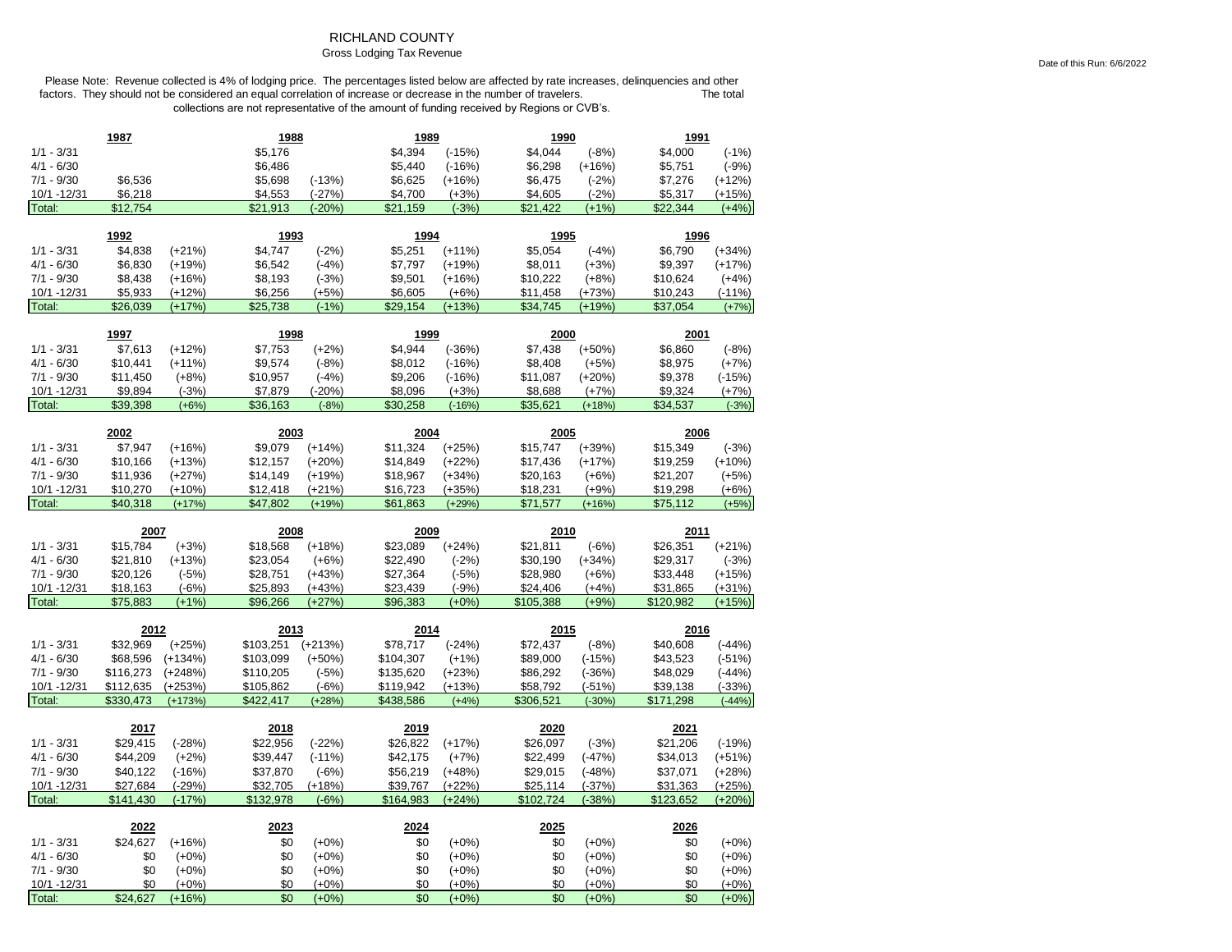# RICHLAND COUNTY

## Gross Lodging Tax Revenue

Date of this Run: 6/6/2022

Please Note: Revenue collected is 4% of lodging price. The percentages listed below are affected by rate increases, delinquencies and other factors. They should not be considered an equal correlation of increase or decrease in the number of travelers. The total collections are not representative of the amount of funding received by Regions or CVB's.

| | 1987 | | 1988 | | 1989 | | 1990 | | 1991 | |
|---|---|---|---|---|---|---|---|---|---|---|
| 1/1 - 3/31 | | | $5,176 | | $4,394 | (-15%) | $4,044 | (-8%) | $4,000 | (-1%) |
| 4/1 - 6/30 | | | $6,486 | | $5,440 | (-16%) | $6,298 | (+16%) | $5,751 | (-9%) |
| 7/1 - 9/30 | $6,536 | | $5,698 | (-13%) | $6,625 | (+16%) | $6,475 | (-2%) | $7,276 | (+12%) |
| 10/1 -12/31 | $6,218 | | $4,553 | (-27%) | $4,700 | (+3%) | $4,605 | (-2%) | $5,317 | (+15%) |
| Total: | $12,754 | | $21,913 | (-20%) | $21,159 | (-3%) | $21,422 | (+1%) | $22,344 | (+4%) |

| | 1992 | | 1993 | | 1994 | | 1995 | | 1996 | |
|---|---|---|---|---|---|---|---|---|---|---|
| 1/1 - 3/31 | $4,838 | (+21%) | $4,747 | (-2%) | $5,251 | (+11%) | $5,054 | (-4%) | $6,790 | (+34%) |
| 4/1 - 6/30 | $6,830 | (+19%) | $6,542 | (-4%) | $7,797 | (+19%) | $8,011 | (+3%) | $9,397 | (+17%) |
| 7/1 - 9/30 | $8,438 | (+16%) | $8,193 | (-3%) | $9,501 | (+16%) | $10,222 | (+8%) | $10,624 | (+4%) |
| 10/1 -12/31 | $5,933 | (+12%) | $6,256 | (+5%) | $6,605 | (+6%) | $11,458 | (+73%) | $10,243 | (-11%) |
| Total: | $26,039 | (+17%) | $25,738 | (-1%) | $29,154 | (+13%) | $34,745 | (+19%) | $37,054 | (+7%) |

| | 1997 | | 1998 | | 1999 | | 2000 | | 2001 | |
|---|---|---|---|---|---|---|---|---|---|---|
| 1/1 - 3/31 | $7,613 | (+12%) | $7,753 | (+2%) | $4,944 | (-36%) | $7,438 | (+50%) | $6,860 | (-8%) |
| 4/1 - 6/30 | $10,441 | (+11%) | $9,574 | (-8%) | $8,012 | (-16%) | $8,408 | (+5%) | $8,975 | (+7%) |
| 7/1 - 9/30 | $11,450 | (+8%) | $10,957 | (-4%) | $9,206 | (-16%) | $11,087 | (+20%) | $9,378 | (-15%) |
| 10/1 -12/31 | $9,894 | (-3%) | $7,879 | (-20%) | $8,096 | (+3%) | $8,688 | (+7%) | $9,324 | (+7%) |
| Total: | $39,398 | (+6%) | $36,163 | (-8%) | $30,258 | (-16%) | $35,621 | (+18%) | $34,537 | (-3%) |

| | 2002 | | 2003 | | 2004 | | 2005 | | 2006 | |
|---|---|---|---|---|---|---|---|---|---|---|
| 1/1 - 3/31 | $7,947 | (+16%) | $9,079 | (+14%) | $11,324 | (+25%) | $15,747 | (+39%) | $15,349 | (-3%) |
| 4/1 - 6/30 | $10,166 | (+13%) | $12,157 | (+20%) | $14,849 | (+22%) | $17,436 | (+17%) | $19,259 | (+10%) |
| 7/1 - 9/30 | $11,936 | (+27%) | $14,149 | (+19%) | $18,967 | (+34%) | $20,163 | (+6%) | $21,207 | (+5%) |
| 10/1 -12/31 | $10,270 | (+10%) | $12,418 | (+21%) | $16,723 | (+35%) | $18,231 | (+9%) | $19,298 | (+6%) |
| Total: | $40,318 | (+17%) | $47,802 | (+19%) | $61,863 | (+29%) | $71,577 | (+16%) | $75,112 | (+5%) |

| | 2007 | | 2008 | | 2009 | | 2010 | | 2011 | |
|---|---|---|---|---|---|---|---|---|---|---|
| 1/1 - 3/31 | $15,784 | (+3%) | $18,568 | (+18%) | $23,089 | (+24%) | $21,811 | (-6%) | $26,351 | (+21%) |
| 4/1 - 6/30 | $21,810 | (+13%) | $23,054 | (+6%) | $22,490 | (-2%) | $30,190 | (+34%) | $29,317 | (-3%) |
| 7/1 - 9/30 | $20,126 | (-5%) | $28,751 | (+43%) | $27,364 | (-5%) | $28,980 | (+6%) | $33,448 | (+15%) |
| 10/1 -12/31 | $18,163 | (-6%) | $25,893 | (+43%) | $23,439 | (-9%) | $24,406 | (+4%) | $31,865 | (+31%) |
| Total: | $75,883 | (+1%) | $96,266 | (+27%) | $96,383 | (+0%) | $105,388 | (+9%) | $120,982 | (+15%) |

| | 2012 | | 2013 | | 2014 | | 2015 | | 2016 | |
|---|---|---|---|---|---|---|---|---|---|---|
| 1/1 - 3/31 | $32,969 | (+25%) | $103,251 | (+213%) | $78,717 | (-24%) | $72,437 | (-8%) | $40,608 | (-44%) |
| 4/1 - 6/30 | $68,596 | (+134%) | $103,099 | (+50%) | $104,307 | (+1%) | $89,000 | (-15%) | $43,523 | (-51%) |
| 7/1 - 9/30 | $116,273 | (+248%) | $110,205 | (-5%) | $135,620 | (+23%) | $86,292 | (-36%) | $48,029 | (-44%) |
| 10/1 -12/31 | $112,635 | (+253%) | $105,862 | (-6%) | $119,942 | (+13%) | $58,792 | (-51%) | $39,138 | (-33%) |
| Total: | $330,473 | (+173%) | $422,417 | (+28%) | $438,586 | (+4%) | $306,521 | (-30%) | $171,298 | (-44%) |

| | 2017 | | 2018 | | 2019 | | 2020 | | 2021 | |
|---|---|---|---|---|---|---|---|---|---|---|
| 1/1 - 3/31 | $29,415 | (-28%) | $22,956 | (-22%) | $26,822 | (+17%) | $26,097 | (-3%) | $21,206 | (-19%) |
| 4/1 - 6/30 | $44,209 | (+2%) | $39,447 | (-11%) | $42,175 | (+7%) | $22,499 | (-47%) | $34,013 | (+51%) |
| 7/1 - 9/30 | $40,122 | (-16%) | $37,870 | (-6%) | $56,219 | (+48%) | $29,015 | (-48%) | $37,071 | (+28%) |
| 10/1 -12/31 | $27,684 | (-29%) | $32,705 | (+18%) | $39,767 | (+22%) | $25,114 | (-37%) | $31,363 | (+25%) |
| Total: | $141,430 | (-17%) | $132,978 | (-6%) | $164,983 | (+24%) | $102,724 | (-38%) | $123,652 | (+20%) |

| | 2022 | | 2023 | | 2024 | | 2025 | | 2026 | |
|---|---|---|---|---|---|---|---|---|---|---|
| 1/1 - 3/31 | $24,627 | (+16%) | $0 | (+0%) | $0 | (+0%) | $0 | (+0%) | $0 | (+0%) |
| 4/1 - 6/30 | $0 | (+0%) | $0 | (+0%) | $0 | (+0%) | $0 | (+0%) | $0 | (+0%) |
| 7/1 - 9/30 | $0 | (+0%) | $0 | (+0%) | $0 | (+0%) | $0 | (+0%) | $0 | (+0%) |
| 10/1 -12/31 | $0 | (+0%) | $0 | (+0%) | $0 | (+0%) | $0 | (+0%) | $0 | (+0%) |
| Total: | $24,627 | (+16%) | $0 | (+0%) | $0 | (+0%) | $0 | (+0%) | $0 | (+0%) |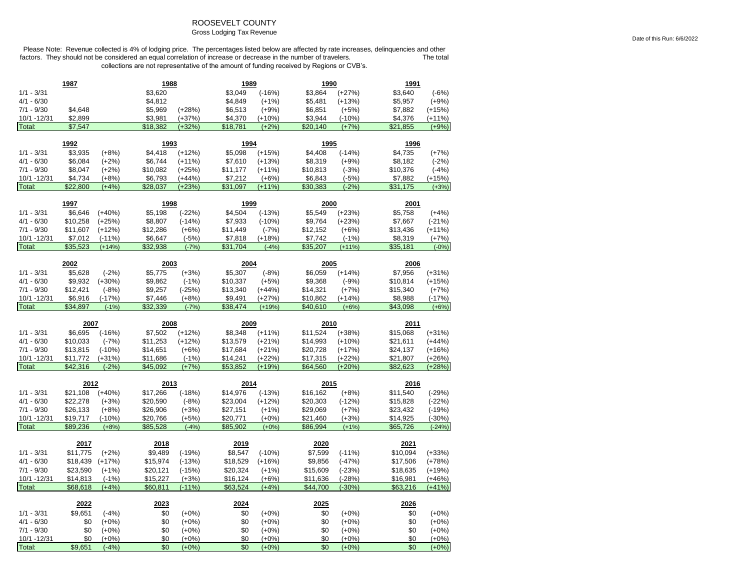# ROOSEVELT COUNTY

Gross Lodging Tax Revenue

Date of this Run: 6/6/2022

Please Note: Revenue collected is 4% of lodging price. The percentages listed below are affected by rate increases, delinquencies and other factors. They should not be considered an equal correlation of increase or decrease in the number of travelers. The total collections are not representative of the amount of funding received by Regions or CVB's.

| | 1987 | | 1988 | | 1989 | | 1990 | | 1991 | |
|---|---|---|---|---|---|---|---|---|---|---|
| 1/1 - 3/31 | | | $3,620 | | $3,049 | (-16%) | $3,864 | (+27%) | $3,640 | (-6%) |
| 4/1 - 6/30 | | | $4,812 | | $4,849 | (+1%) | $5,481 | (+13%) | $5,957 | (+9%) |
| 7/1 - 9/30 | $4,648 | | $5,969 | (+28%) | $6,513 | (+9%) | $6,851 | (+5%) | $7,882 | (+15%) |
| 10/1 -12/31 | $2,899 | | $3,981 | (+37%) | $4,370 | (+10%) | $3,944 | (-10%) | $4,376 | (+11%) |
| Total: | $7,547 | | $18,382 | (+32%) | $18,781 | (+2%) | $20,140 | (+7%) | $21,855 | (+9%) |

| | 1992 | | 1993 | | 1994 | | 1995 | | 1996 | |
|---|---|---|---|---|---|---|---|---|---|---|
| 1/1 - 3/31 | $3,935 | (+8%) | $4,418 | (+12%) | $5,098 | (+15%) | $4,408 | (-14%) | $4,735 | (+7%) |
| 4/1 - 6/30 | $6,084 | (+2%) | $6,744 | (+11%) | $7,610 | (+13%) | $8,319 | (+9%) | $8,182 | (-2%) |
| 7/1 - 9/30 | $8,047 | (+2%) | $10,082 | (+25%) | $11,177 | (+11%) | $10,813 | (-3%) | $10,376 | (-4%) |
| 10/1 -12/31 | $4,734 | (+8%) | $6,793 | (+44%) | $7,212 | (+6%) | $6,843 | (-5%) | $7,882 | (+15%) |
| Total: | $22,800 | (+4%) | $28,037 | (+23%) | $31,097 | (+11%) | $30,383 | (-2%) | $31,175 | (+3%) |

| | 1997 | | 1998 | | 1999 | | 2000 | | 2001 | |
|---|---|---|---|---|---|---|---|---|---|---|
| 1/1 - 3/31 | $6,646 | (+40%) | $5,198 | (-22%) | $4,504 | (-13%) | $5,549 | (+23%) | $5,758 | (+4%) |
| 4/1 - 6/30 | $10,258 | (+25%) | $8,807 | (-14%) | $7,933 | (-10%) | $9,764 | (+23%) | $7,667 | (-21%) |
| 7/1 - 9/30 | $11,607 | (+12%) | $12,286 | (+6%) | $11,449 | (-7%) | $12,152 | (+6%) | $13,436 | (+11%) |
| 10/1 -12/31 | $7,012 | (-11%) | $6,647 | (-5%) | $7,818 | (+18%) | $7,742 | (-1%) | $8,319 | (+7%) |
| Total: | $35,523 | (+14%) | $32,938 | (-7%) | $31,704 | (-4%) | $35,207 | (+11%) | $35,181 | (-0%) |

| | 2002 | | 2003 | | 2004 | | 2005 | | 2006 | |
|---|---|---|---|---|---|---|---|---|---|---|
| 1/1 - 3/31 | $5,628 | (-2%) | $5,775 | (+3%) | $5,307 | (-8%) | $6,059 | (+14%) | $7,956 | (+31%) |
| 4/1 - 6/30 | $9,932 | (+30%) | $9,862 | (-1%) | $10,337 | (+5%) | $9,368 | (-9%) | $10,814 | (+15%) |
| 7/1 - 9/30 | $12,421 | (-8%) | $9,257 | (-25%) | $13,340 | (+44%) | $14,321 | (+7%) | $15,340 | (+7%) |
| 10/1 -12/31 | $6,916 | (-17%) | $7,446 | (+8%) | $9,491 | (+27%) | $10,862 | (+14%) | $8,988 | (-17%) |
| Total: | $34,897 | (-1%) | $32,339 | (-7%) | $38,474 | (+19%) | $40,610 | (+6%) | $43,098 | (+6%) |

| | 2007 | | 2008 | | 2009 | | 2010 | | 2011 | |
|---|---|---|---|---|---|---|---|---|---|---|
| 1/1 - 3/31 | $6,695 | (-16%) | $7,502 | (+12%) | $8,348 | (+11%) | $11,524 | (+38%) | $15,068 | (+31%) |
| 4/1 - 6/30 | $10,033 | (-7%) | $11,253 | (+12%) | $13,579 | (+21%) | $14,993 | (+10%) | $21,611 | (+44%) |
| 7/1 - 9/30 | $13,815 | (-10%) | $14,651 | (+6%) | $17,684 | (+21%) | $20,728 | (+17%) | $24,137 | (+16%) |
| 10/1 -12/31 | $11,772 | (+31%) | $11,686 | (-1%) | $14,241 | (+22%) | $17,315 | (+22%) | $21,807 | (+26%) |
| Total: | $42,316 | (-2%) | $45,092 | (+7%) | $53,852 | (+19%) | $64,560 | (+20%) | $82,623 | (+28%) |

| | 2012 | | 2013 | | 2014 | | 2015 | | 2016 | |
|---|---|---|---|---|---|---|---|---|---|---|
| 1/1 - 3/31 | $21,108 | (+40%) | $17,266 | (-18%) | $14,976 | (-13%) | $16,162 | (+8%) | $11,540 | (-29%) |
| 4/1 - 6/30 | $22,278 | (+3%) | $20,590 | (-8%) | $23,004 | (+12%) | $20,303 | (-12%) | $15,828 | (-22%) |
| 7/1 - 9/30 | $26,133 | (+8%) | $26,906 | (+3%) | $27,151 | (+1%) | $29,069 | (+7%) | $23,432 | (-19%) |
| 10/1 -12/31 | $19,717 | (-10%) | $20,766 | (+5%) | $20,771 | (+0%) | $21,460 | (+3%) | $14,925 | (-30%) |
| Total: | $89,236 | (+8%) | $85,528 | (-4%) | $85,902 | (+0%) | $86,994 | (+1%) | $65,726 | (-24%) |

| | 2017 | | 2018 | | 2019 | | 2020 | | 2021 | |
|---|---|---|---|---|---|---|---|---|---|---|
| 1/1 - 3/31 | $11,775 | (+2%) | $9,489 | (-19%) | $8,547 | (-10%) | $7,599 | (-11%) | $10,094 | (+33%) |
| 4/1 - 6/30 | $18,439 | (+17%) | $15,974 | (-13%) | $18,529 | (+16%) | $9,856 | (-47%) | $17,506 | (+78%) |
| 7/1 - 9/30 | $23,590 | (+1%) | $20,121 | (-15%) | $20,324 | (+1%) | $15,609 | (-23%) | $18,635 | (+19%) |
| 10/1 -12/31 | $14,813 | (-1%) | $15,227 | (+3%) | $16,124 | (+6%) | $11,636 | (-28%) | $16,981 | (+46%) |
| Total: | $68,618 | (+4%) | $60,811 | (-11%) | $63,524 | (+4%) | $44,700 | (-30%) | $63,216 | (+41%) |

| | 2022 | | 2023 | | 2024 | | 2025 | | 2026 | |
|---|---|---|---|---|---|---|---|---|---|---|
| 1/1 - 3/31 | $9,651 | (-4%) | $0 | (+0%) | $0 | (+0%) | $0 | (+0%) | $0 | (+0%) |
| 4/1 - 6/30 | $0 | (+0%) | $0 | (+0%) | $0 | (+0%) | $0 | (+0%) | $0 | (+0%) |
| 7/1 - 9/30 | $0 | (+0%) | $0 | (+0%) | $0 | (+0%) | $0 | (+0%) | $0 | (+0%) |
| 10/1 -12/31 | $0 | (+0%) | $0 | (+0%) | $0 | (+0%) | $0 | (+0%) | $0 | (+0%) |
| Total: | $9,651 | (-4%) | $0 | (+0%) | $0 | (+0%) | $0 | (+0%) | $0 | (+0%) |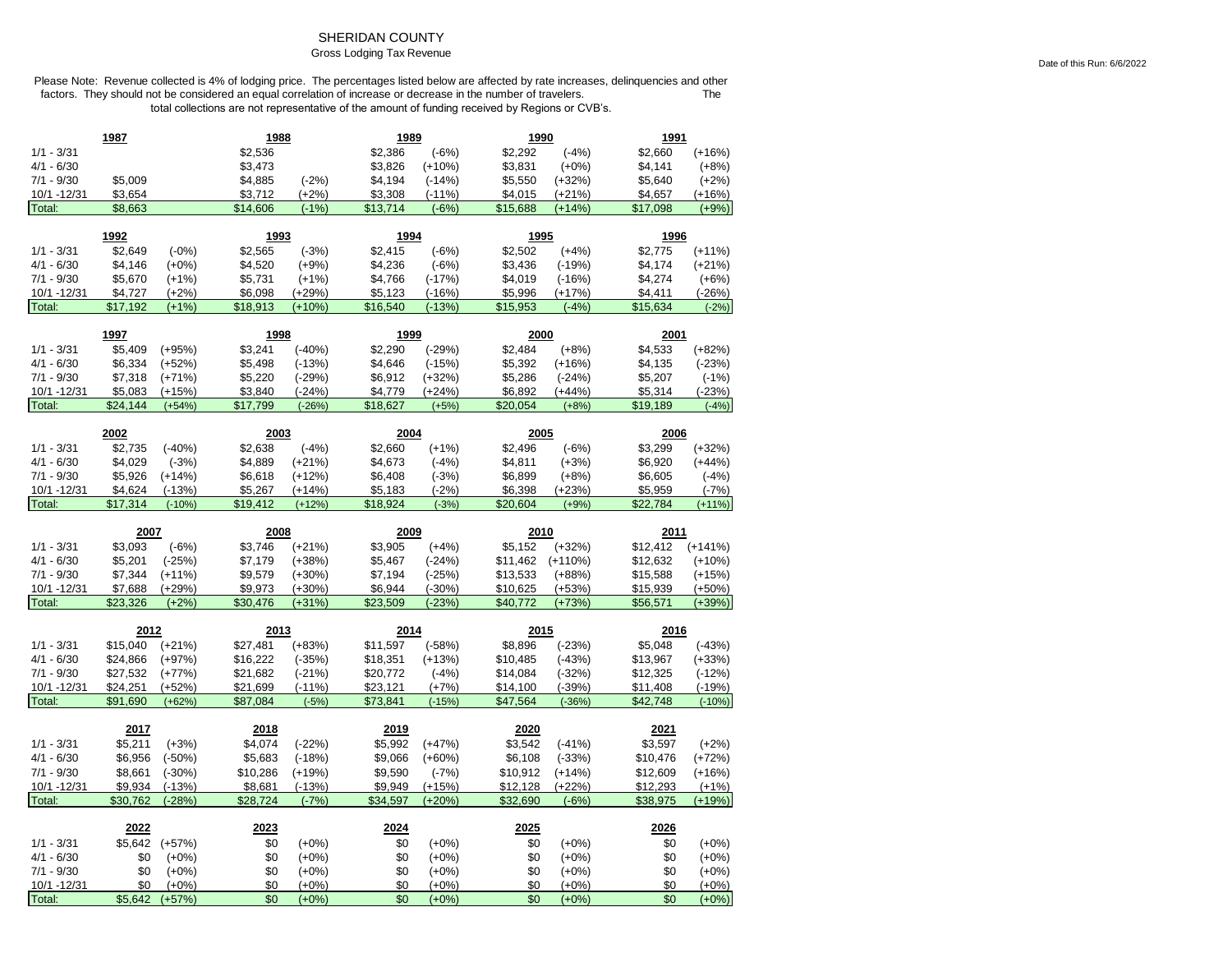# SHERIDAN COUNTY

## Gross Lodging Tax Revenue

Date of this Run: 6/6/2022

Please Note: Revenue collected is 4% of lodging price. The percentages listed below are affected by rate increases, delinquencies and other factors. They should not be considered an equal correlation of increase or decrease in the number of travelers. The total collections are not representative of the amount of funding received by Regions or CVB's.

| | 1987 | | 1988 | | 1989 | | 1990 | | 1991 | |
|---|---|---|---|---|---|---|---|---|---|---|
| 1/1 - 3/31 | | | $2,536 | | $2,386 | (-6%) | $2,292 | (-4%) | $2,660 | (+16%) |
| 4/1 - 6/30 | | | $3,473 | | $3,826 | (+10%) | $3,831 | (+0%) | $4,141 | (+8%) |
| 7/1 - 9/30 | $5,009 | | $4,885 | (-2%) | $4,194 | (-14%) | $5,550 | (+32%) | $5,640 | (+2%) |
| 10/1 -12/31 | $3,654 | | $3,712 | (+2%) | $3,308 | (-11%) | $4,015 | (+21%) | $4,657 | (+16%) |
| Total: | $8,663 | | $14,606 | (-1%) | $13,714 | (-6%) | $15,688 | (+14%) | $17,098 | (+9%) |

| | 1992 | | 1993 | | 1994 | | 1995 | | 1996 | |
|---|---|---|---|---|---|---|---|---|---|---|
| 1/1 - 3/31 | $2,649 | (-0%) | $2,565 | (-3%) | $2,415 | (-6%) | $2,502 | (+4%) | $2,775 | (+11%) |
| 4/1 - 6/30 | $4,146 | (+0%) | $4,520 | (+9%) | $4,236 | (-6%) | $3,436 | (-19%) | $4,174 | (+21%) |
| 7/1 - 9/30 | $5,670 | (+1%) | $5,731 | (+1%) | $4,766 | (-17%) | $4,019 | (-16%) | $4,274 | (+6%) |
| 10/1 -12/31 | $4,727 | (+2%) | $6,098 | (+29%) | $5,123 | (-16%) | $5,996 | (+17%) | $4,411 | (-26%) |
| Total: | $17,192 | (+1%) | $18,913 | (+10%) | $16,540 | (-13%) | $15,953 | (-4%) | $15,634 | (-2%) |

| | 1997 | | 1998 | | 1999 | | 2000 | | 2001 | |
|---|---|---|---|---|---|---|---|---|---|---|
| 1/1 - 3/31 | $5,409 | (+95%) | $3,241 | (-40%) | $2,290 | (-29%) | $2,484 | (+8%) | $4,533 | (+82%) |
| 4/1 - 6/30 | $6,334 | (+52%) | $5,498 | (-13%) | $4,646 | (-15%) | $5,392 | (+16%) | $4,135 | (-23%) |
| 7/1 - 9/30 | $7,318 | (+71%) | $5,220 | (-29%) | $6,912 | (+32%) | $5,286 | (-24%) | $5,207 | (-1%) |
| 10/1 -12/31 | $5,083 | (+15%) | $3,840 | (-24%) | $4,779 | (+24%) | $6,892 | (+44%) | $5,314 | (-23%) |
| Total: | $24,144 | (+54%) | $17,799 | (-26%) | $18,627 | (+5%) | $20,054 | (+8%) | $19,189 | (-4%) |

| | 2002 | | 2003 | | 2004 | | 2005 | | 2006 | |
|---|---|---|---|---|---|---|---|---|---|---|
| 1/1 - 3/31 | $2,735 | (-40%) | $2,638 | (-4%) | $2,660 | (+1%) | $2,496 | (-6%) | $3,299 | (+32%) |
| 4/1 - 6/30 | $4,029 | (-3%) | $4,889 | (+21%) | $4,673 | (-4%) | $4,811 | (+3%) | $6,920 | (+44%) |
| 7/1 - 9/30 | $5,926 | (+14%) | $6,618 | (+12%) | $6,408 | (-3%) | $6,899 | (+8%) | $6,605 | (-4%) |
| 10/1 -12/31 | $4,624 | (-13%) | $5,267 | (+14%) | $5,183 | (-2%) | $6,398 | (+23%) | $5,959 | (-7%) |
| Total: | $17,314 | (-10%) | $19,412 | (+12%) | $18,924 | (-3%) | $20,604 | (+9%) | $22,784 | (+11%) |

| | 2007 | | 2008 | | 2009 | | 2010 | | 2011 | |
|---|---|---|---|---|---|---|---|---|---|---|
| 1/1 - 3/31 | $3,093 | (-6%) | $3,746 | (+21%) | $3,905 | (+4%) | $5,152 | (+32%) | $12,412 | (+141%) |
| 4/1 - 6/30 | $5,201 | (-25%) | $7,179 | (+38%) | $5,467 | (-24%) | $11,462 | (+110%) | $12,632 | (+10%) |
| 7/1 - 9/30 | $7,344 | (+11%) | $9,579 | (+30%) | $7,194 | (-25%) | $13,533 | (+88%) | $15,588 | (+15%) |
| 10/1 -12/31 | $7,688 | (+29%) | $9,973 | (+30%) | $6,944 | (-30%) | $10,625 | (+53%) | $15,939 | (+50%) |
| Total: | $23,326 | (+2%) | $30,476 | (+31%) | $23,509 | (-23%) | $40,772 | (+73%) | $56,571 | (+39%) |

| | 2012 | | 2013 | | 2014 | | 2015 | | 2016 | |
|---|---|---|---|---|---|---|---|---|---|---|
| 1/1 - 3/31 | $15,040 | (+21%) | $27,481 | (+83%) | $11,597 | (-58%) | $8,896 | (-23%) | $5,048 | (-43%) |
| 4/1 - 6/30 | $24,866 | (+97%) | $16,222 | (-35%) | $18,351 | (+13%) | $10,485 | (-43%) | $13,967 | (+33%) |
| 7/1 - 9/30 | $27,532 | (+77%) | $21,682 | (-21%) | $20,772 | (-4%) | $14,084 | (-32%) | $12,325 | (-12%) |
| 10/1 -12/31 | $24,251 | (+52%) | $21,699 | (-11%) | $23,121 | (+7%) | $14,100 | (-39%) | $11,408 | (-19%) |
| Total: | $91,690 | (+62%) | $87,084 | (-5%) | $73,841 | (-15%) | $47,564 | (-36%) | $42,748 | (-10%) |

| | 2017 | | 2018 | | 2019 | | 2020 | | 2021 | |
|---|---|---|---|---|---|---|---|---|---|---|
| 1/1 - 3/31 | $5,211 | (+3%) | $4,074 | (-22%) | $5,992 | (+47%) | $3,542 | (-41%) | $3,597 | (+2%) |
| 4/1 - 6/30 | $6,956 | (-50%) | $5,683 | (-18%) | $9,066 | (+60%) | $6,108 | (-33%) | $10,476 | (+72%) |
| 7/1 - 9/30 | $8,661 | (-30%) | $10,286 | (+19%) | $9,590 | (-7%) | $10,912 | (+14%) | $12,609 | (+16%) |
| 10/1 -12/31 | $9,934 | (-13%) | $8,681 | (-13%) | $9,949 | (+15%) | $12,128 | (+22%) | $12,293 | (+1%) |
| Total: | $30,762 | (-28%) | $28,724 | (-7%) | $34,597 | (+20%) | $32,690 | (-6%) | $38,975 | (+19%) |

| | 2022 | | 2023 | | 2024 | | 2025 | | 2026 | |
|---|---|---|---|---|---|---|---|---|---|---|
| 1/1 - 3/31 | $5,642 | (+57%) | $0 | (+0%) | $0 | (+0%) | $0 | (+0%) | $0 | (+0%) |
| 4/1 - 6/30 | $0 | (+0%) | $0 | (+0%) | $0 | (+0%) | $0 | (+0%) | $0 | (+0%) |
| 7/1 - 9/30 | $0 | (+0%) | $0 | (+0%) | $0 | (+0%) | $0 | (+0%) | $0 | (+0%) |
| 10/1 -12/31 | $0 | (+0%) | $0 | (+0%) | $0 | (+0%) | $0 | (+0%) | $0 | (+0%) |
| Total: | $5,642 | (+57%) | $0 | (+0%) | $0 | (+0%) | $0 | (+0%) | $0 | (+0%) |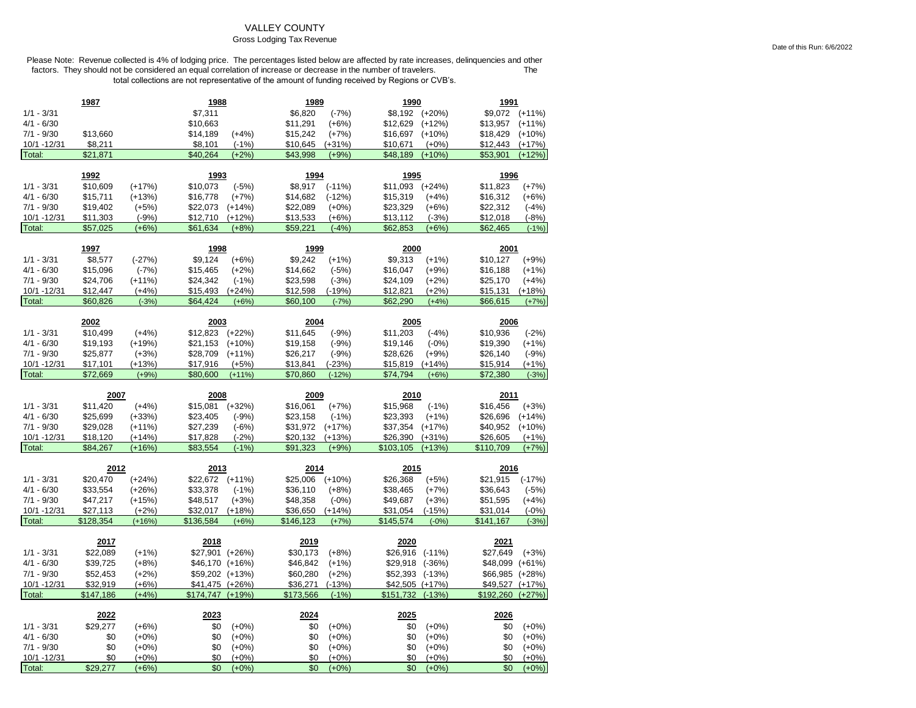# VALLEY COUNTY

## Gross Lodging Tax Revenue

Date of this Run: 6/6/2022

Please Note: Revenue collected is 4% of lodging price. The percentages listed below are affected by rate increases, delinquencies and other factors. They should not be considered an equal correlation of increase or decrease in the number of travelers. The total collections are not representative of the amount of funding received by Regions or CVB's.

| | 1987 | | 1988 | | 1989 | | 1990 | | 1991 | |
|---|---|---|---|---|---|---|---|---|---|---|
| 1/1 - 3/31 | | | $7,311 | | $6,820 | (-7%) | $8,192 | (+20%) | $9,072 | (+11%) |
| 4/1 - 6/30 | | | $10,663 | | $11,291 | (+6%) | $12,629 | (+12%) | $13,957 | (+11%) |
| 7/1 - 9/30 | $13,660 | | $14,189 | (+4%) | $15,242 | (+7%) | $16,697 | (+10%) | $18,429 | (+10%) |
| 10/1 -12/31 | $8,211 | | $8,101 | (-1%) | $10,645 | (+31%) | $10,671 | (+0%) | $12,443 | (+17%) |
| Total: | $21,871 | | $40,264 | (+2%) | $43,998 | (+9%) | $48,189 | (+10%) | $53,901 | (+12%) |

| | 1992 | | 1993 | | 1994 | | 1995 | | 1996 | |
|---|---|---|---|---|---|---|---|---|---|---|
| 1/1 - 3/31 | $10,609 | (+17%) | $10,073 | (-5%) | $8,917 | (-11%) | $11,093 | (+24%) | $11,823 | (+7%) |
| 4/1 - 6/30 | $15,711 | (+13%) | $16,778 | (+7%) | $14,682 | (-12%) | $15,319 | (+4%) | $16,312 | (+6%) |
| 7/1 - 9/30 | $19,402 | (+5%) | $22,073 | (+14%) | $22,089 | (+0%) | $23,329 | (+6%) | $22,312 | (-4%) |
| 10/1 -12/31 | $11,303 | (-9%) | $12,710 | (+12%) | $13,533 | (+6%) | $13,112 | (-3%) | $12,018 | (-8%) |
| Total: | $57,025 | (+6%) | $61,634 | (+8%) | $59,221 | (-4%) | $62,853 | (+6%) | $62,465 | (-1%) |

| | 1997 | | 1998 | | 1999 | | 2000 | | 2001 | |
|---|---|---|---|---|---|---|---|---|---|---|
| 1/1 - 3/31 | $8,577 | (-27%) | $9,124 | (+6%) | $9,242 | (+1%) | $9,313 | (+1%) | $10,127 | (+9%) |
| 4/1 - 6/30 | $15,096 | (-7%) | $15,465 | (+2%) | $14,662 | (-5%) | $16,047 | (+9%) | $16,188 | (+1%) |
| 7/1 - 9/30 | $24,706 | (+11%) | $24,342 | (-1%) | $23,598 | (-3%) | $24,109 | (+2%) | $25,170 | (+4%) |
| 10/1 -12/31 | $12,447 | (+4%) | $15,493 | (+24%) | $12,598 | (-19%) | $12,821 | (+2%) | $15,131 | (+18%) |
| Total: | $60,826 | (-3%) | $64,424 | (+6%) | $60,100 | (-7%) | $62,290 | (+4%) | $66,615 | (+7%) |

| | 2002 | | 2003 | | 2004 | | 2005 | | 2006 | |
|---|---|---|---|---|---|---|---|---|---|---|
| 1/1 - 3/31 | $10,499 | (+4%) | $12,823 | (+22%) | $11,645 | (-9%) | $11,203 | (-4%) | $10,936 | (-2%) |
| 4/1 - 6/30 | $19,193 | (+19%) | $21,153 | (+10%) | $19,158 | (-9%) | $19,146 | (-0%) | $19,390 | (+1%) |
| 7/1 - 9/30 | $25,877 | (+3%) | $28,709 | (+11%) | $26,217 | (-9%) | $28,626 | (+9%) | $26,140 | (-9%) |
| 10/1 -12/31 | $17,101 | (+13%) | $17,916 | (+5%) | $13,841 | (-23%) | $15,819 | (+14%) | $15,914 | (+1%) |
| Total: | $72,669 | (+9%) | $80,600 | (+11%) | $70,860 | (-12%) | $74,794 | (+6%) | $72,380 | (-3%) |

| | 2007 | | 2008 | | 2009 | | 2010 | | 2011 | |
|---|---|---|---|---|---|---|---|---|---|---|
| 1/1 - 3/31 | $11,420 | (+4%) | $15,081 | (+32%) | $16,061 | (+7%) | $15,968 | (-1%) | $16,456 | (+3%) |
| 4/1 - 6/30 | $25,699 | (+33%) | $23,405 | (-9%) | $23,158 | (-1%) | $23,393 | (+1%) | $26,696 | (+14%) |
| 7/1 - 9/30 | $29,028 | (+11%) | $27,239 | (-6%) | $31,972 | (+17%) | $37,354 | (+17%) | $40,952 | (+10%) |
| 10/1 -12/31 | $18,120 | (+14%) | $17,828 | (-2%) | $20,132 | (+13%) | $26,390 | (+31%) | $26,605 | (+1%) |
| Total: | $84,267 | (+16%) | $83,554 | (-1%) | $91,323 | (+9%) | $103,105 | (+13%) | $110,709 | (+7%) |

| | 2012 | | 2013 | | 2014 | | 2015 | | 2016 | |
|---|---|---|---|---|---|---|---|---|---|---|
| 1/1 - 3/31 | $20,470 | (+24%) | $22,672 | (+11%) | $25,006 | (+10%) | $26,368 | (+5%) | $21,915 | (-17%) |
| 4/1 - 6/30 | $33,554 | (+26%) | $33,378 | (-1%) | $36,110 | (+8%) | $38,465 | (+7%) | $36,643 | (-5%) |
| 7/1 - 9/30 | $47,217 | (+15%) | $48,517 | (+3%) | $48,358 | (-0%) | $49,687 | (+3%) | $51,595 | (+4%) |
| 10/1 -12/31 | $27,113 | (+2%) | $32,017 | (+18%) | $36,650 | (+14%) | $31,054 | (-15%) | $31,014 | (-0%) |
| Total: | $128,354 | (+16%) | $136,584 | (+6%) | $146,123 | (+7%) | $145,574 | (-0%) | $141,167 | (-3%) |

| | 2017 | | 2018 | | 2019 | | 2020 | | 2021 | |
|---|---|---|---|---|---|---|---|---|---|---|
| 1/1 - 3/31 | $22,089 | (+1%) | $27,901 | (+26%) | $30,173 | (+8%) | $26,916 | (-11%) | $27,649 | (+3%) |
| 4/1 - 6/30 | $39,725 | (+8%) | $46,170 | (+16%) | $46,842 | (+1%) | $29,918 | (-36%) | $48,099 | (+61%) |
| 7/1 - 9/30 | $52,453 | (+2%) | $59,202 | (+13%) | $60,280 | (+2%) | $52,393 | (-13%) | $66,985 | (+28%) |
| 10/1 -12/31 | $32,919 | (+6%) | $41,475 | (+26%) | $36,271 | (-13%) | $42,505 | (+17%) | $49,527 | (+17%) |
| Total: | $147,186 | (+4%) | $174,747 | (+19%) | $173,566 | (-1%) | $151,732 | (-13%) | $192,260 | (+27%) |

| | 2022 | | 2023 | | 2024 | | 2025 | | 2026 | |
|---|---|---|---|---|---|---|---|---|---|---|
| 1/1 - 3/31 | $29,277 | (+6%) | $0 | (+0%) | $0 | (+0%) | $0 | (+0%) | $0 | (+0%) |
| 4/1 - 6/30 | $0 | (+0%) | $0 | (+0%) | $0 | (+0%) | $0 | (+0%) | $0 | (+0%) |
| 7/1 - 9/30 | $0 | (+0%) | $0 | (+0%) | $0 | (+0%) | $0 | (+0%) | $0 | (+0%) |
| 10/1 -12/31 | $0 | (+0%) | $0 | (+0%) | $0 | (+0%) | $0 | (+0%) | $0 | (+0%) |
| Total: | $29,277 | (+6%) | $0 | (+0%) | $0 | (+0%) | $0 | (+0%) | $0 | (+0%) |